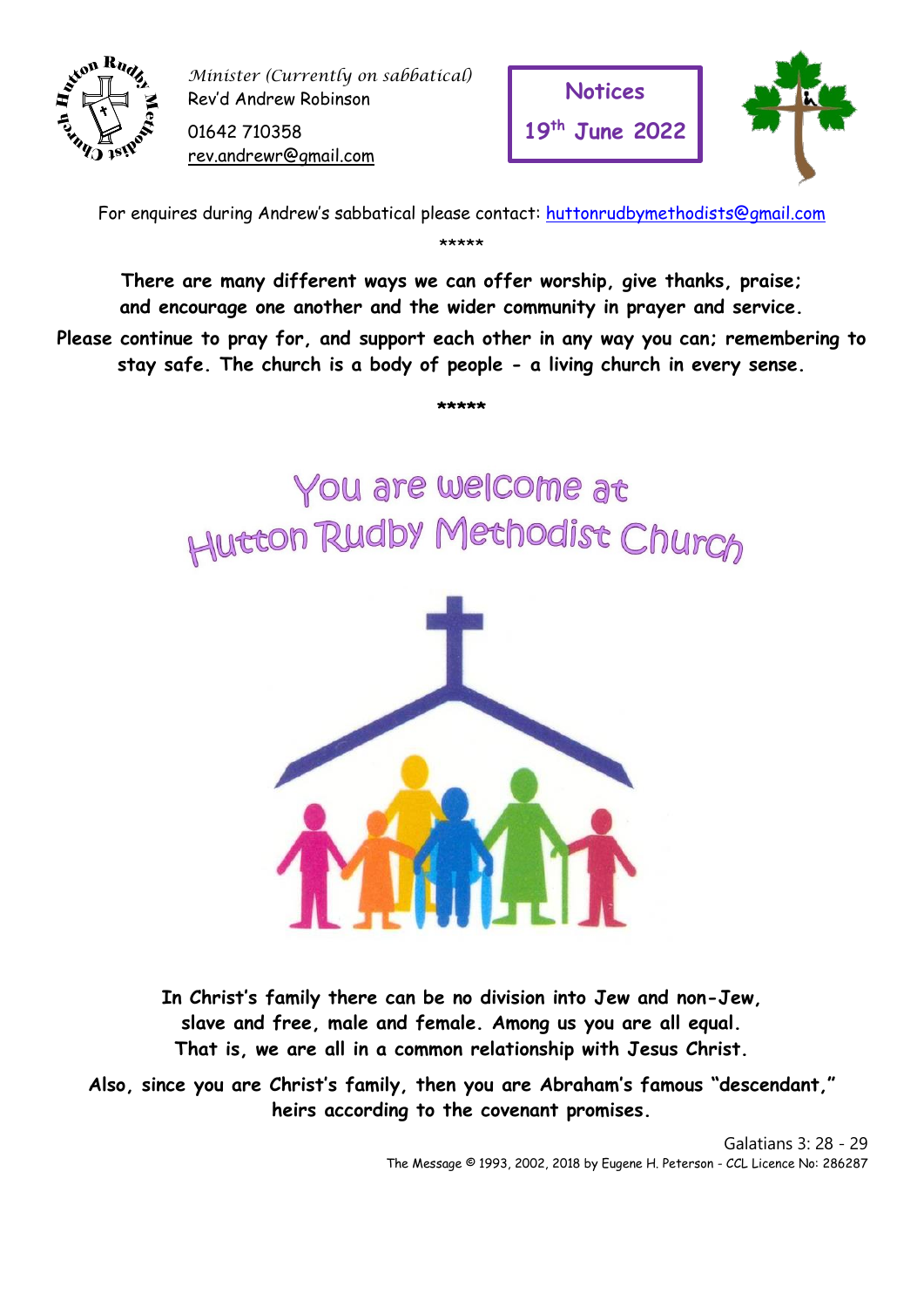*Minister (Currently on sabbatical)*
Rev'd Andrew Robinson
01642 710358
rev.andrewr@gmail.com

**Notices**
**19th June 2022**

For enquires during Andrew's sabbatical please contact: huttonrudbymethodists@gmail.com

*****

**There are many different ways we can offer worship, give thanks, praise; and encourage one another and the wider community in prayer and service.**
**Please continue to pray for, and support each other in any way you can; remembering to stay safe. The church is a body of people - a living church in every sense.**

*****

# You are welcome at Hutton Rudby Methodist Church

**In Christ's family there can be no division into Jew and non-Jew, slave and free, male and female. Among us you are all equal. That is, we are all in a common relationship with Jesus Christ.**

**Also, since you are Christ's family, then you are Abraham's famous "descendant," heirs according to the covenant promises.**

Galatians 3: 28 - 29
The Message © 1993, 2002, 2018 by Eugene H. Peterson - CCL Licence No: 286287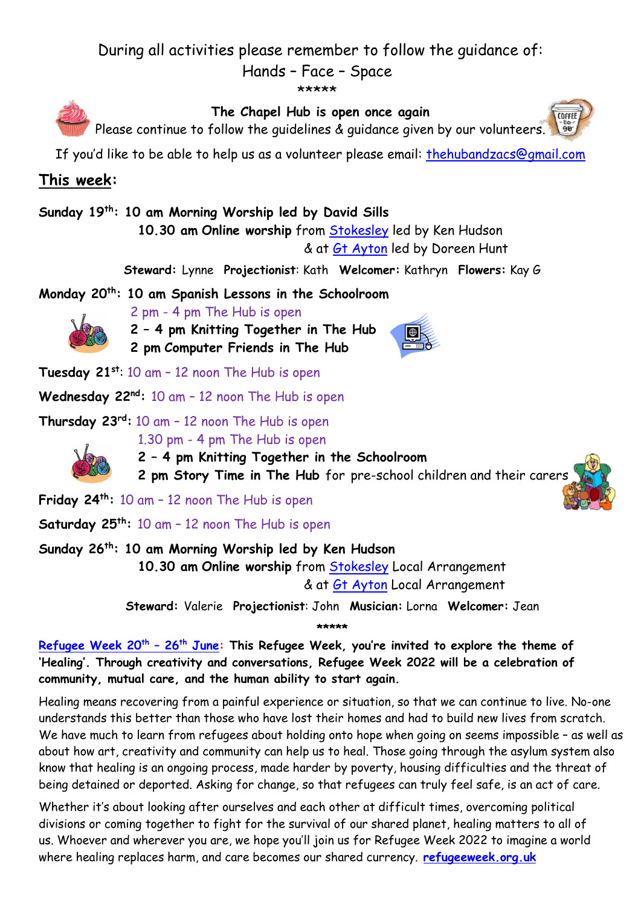During all activities please remember to follow the guidance of:

Hands – Face – Space

*****

**The Chapel Hub is open once again**

Please continue to follow the guidelines & guidance given by our volunteers.

If you'd like to be able to help us as a volunteer please email: thehubandzacs@gmail.com

## This week:

**Sunday 19th: 10 am Morning Worship led by David Sills**

**10.30 am Online worship** from Stokesley led by Ken Hudson

& at Gt Ayton led by Doreen Hunt

**Steward:** Lynne **Projectionist**: Kath **Welcomer:** Kathryn **Flowers:** Kay G

**Monday 20th: 10 am Spanish Lessons in the Schoolroom**

2 pm - 4 pm The Hub is open

**2 – 4 pm Knitting Together in The Hub**

**2 pm Computer Friends in The Hub**

**Tuesday 21st**: 10 am – 12 noon The Hub is open

**Wednesday 22nd:** 10 am – 12 noon The Hub is open

**Thursday 23rd:** 10 am – 12 noon The Hub is open

1.30 pm - 4 pm The Hub is open

**2 – 4 pm Knitting Together in the Schoolroom**

**2 pm Story Time in The Hub** for pre-school children and their carers

**Friday 24th:** 10 am – 12 noon The Hub is open

**Saturday 25th:** 10 am – 12 noon The Hub is open

**Sunday 26th: 10 am Morning Worship led by Ken Hudson**

**10.30 am Online worship** from Stokesley Local Arrangement

& at Gt Ayton Local Arrangement

**Steward:** Valerie **Projectionist**: John **Musician:** Lorna **Welcomer:** Jean

*****

**Refugee Week 20th – 26th June: This Refugee Week, you're invited to explore the theme of 'Healing'. Through creativity and conversations, Refugee Week 2022 will be a celebration of community, mutual care, and the human ability to start again.**

Healing means recovering from a painful experience or situation, so that we can continue to live. No-one understands this better than those who have lost their homes and had to build new lives from scratch. We have much to learn from refugees about holding onto hope when going on seems impossible – as well as about how art, creativity and community can help us to heal. Those going through the asylum system also know that healing is an ongoing process, made harder by poverty, housing difficulties and the threat of being detained or deported. Asking for change, so that refugees can truly feel safe, is an act of care.

Whether it's about looking after ourselves and each other at difficult times, overcoming political divisions or coming together to fight for the survival of our shared planet, healing matters to all of us. Whoever and wherever you are, we hope you'll join us for Refugee Week 2022 to imagine a world where healing replaces harm, and care becomes our shared currency. **refugeeweek.org.uk**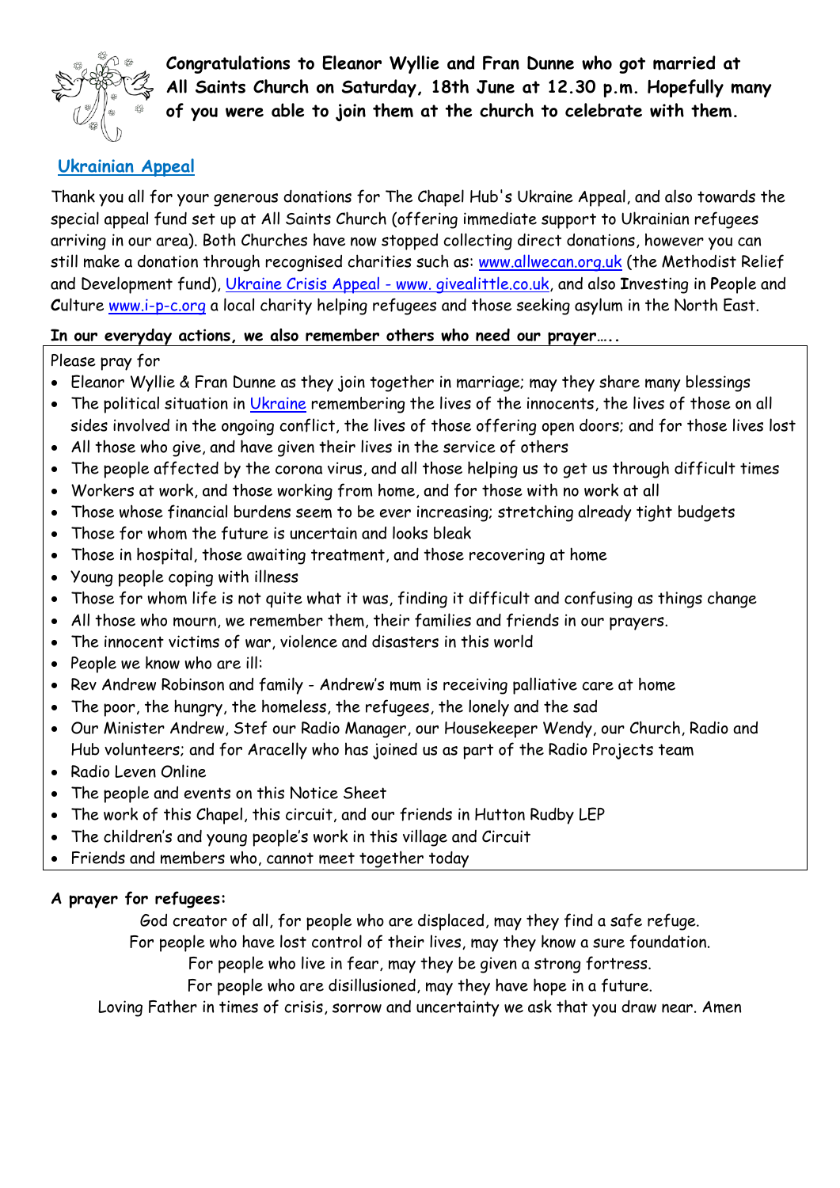**Congratulations to Eleanor Wyllie and Fran Dunne who got married at All Saints Church on Saturday, 18th June at 12.30 p.m. Hopefully many of you were able to join them at the church to celebrate with them.**

## Ukrainian Appeal

Thank you all for your generous donations for The Chapel Hub's Ukraine Appeal, and also towards the special appeal fund set up at All Saints Church (offering immediate support to Ukrainian refugees arriving in our area). Both Churches have now stopped collecting direct donations, however you can still make a donation through recognised charities such as: www.allwecan.org.uk (the Methodist Relief and Development fund), Ukraine Crisis Appeal - www. givealittle.co.uk, and also **I**nvesting in **P**eople and **C**ulture www.i-p-c.org a local charity helping refugees and those seeking asylum in the North East.

**In our everyday actions, we also remember others who need our prayer…..**

Please pray for

- Eleanor Wyllie & Fran Dunne as they join together in marriage; may they share many blessings
- The political situation in Ukraine remembering the lives of the innocents, the lives of those on all sides involved in the ongoing conflict, the lives of those offering open doors; and for those lives lost
- All those who give, and have given their lives in the service of others
- The people affected by the corona virus, and all those helping us to get us through difficult times
- Workers at work, and those working from home, and for those with no work at all
- Those whose financial burdens seem to be ever increasing; stretching already tight budgets
- Those for whom the future is uncertain and looks bleak
- Those in hospital, those awaiting treatment, and those recovering at home
- Young people coping with illness
- Those for whom life is not quite what it was, finding it difficult and confusing as things change
- All those who mourn, we remember them, their families and friends in our prayers.
- The innocent victims of war, violence and disasters in this world
- People we know who are ill:
- Rev Andrew Robinson and family - Andrew's mum is receiving palliative care at home
- The poor, the hungry, the homeless, the refugees, the lonely and the sad
- Our Minister Andrew, Stef our Radio Manager, our Housekeeper Wendy, our Church, Radio and Hub volunteers; and for Aracelly who has joined us as part of the Radio Projects team
- Radio Leven Online
- The people and events on this Notice Sheet
- The work of this Chapel, this circuit, and our friends in Hutton Rudby LEP
- The children's and young people's work in this village and Circuit
- Friends and members who, cannot meet together today

**A prayer for refugees:**

God creator of all, for people who are displaced, may they find a safe refuge.
For people who have lost control of their lives, may they know a sure foundation.
For people who live in fear, may they be given a strong fortress.
For people who are disillusioned, may they have hope in a future.
Loving Father in times of crisis, sorrow and uncertainty we ask that you draw near. Amen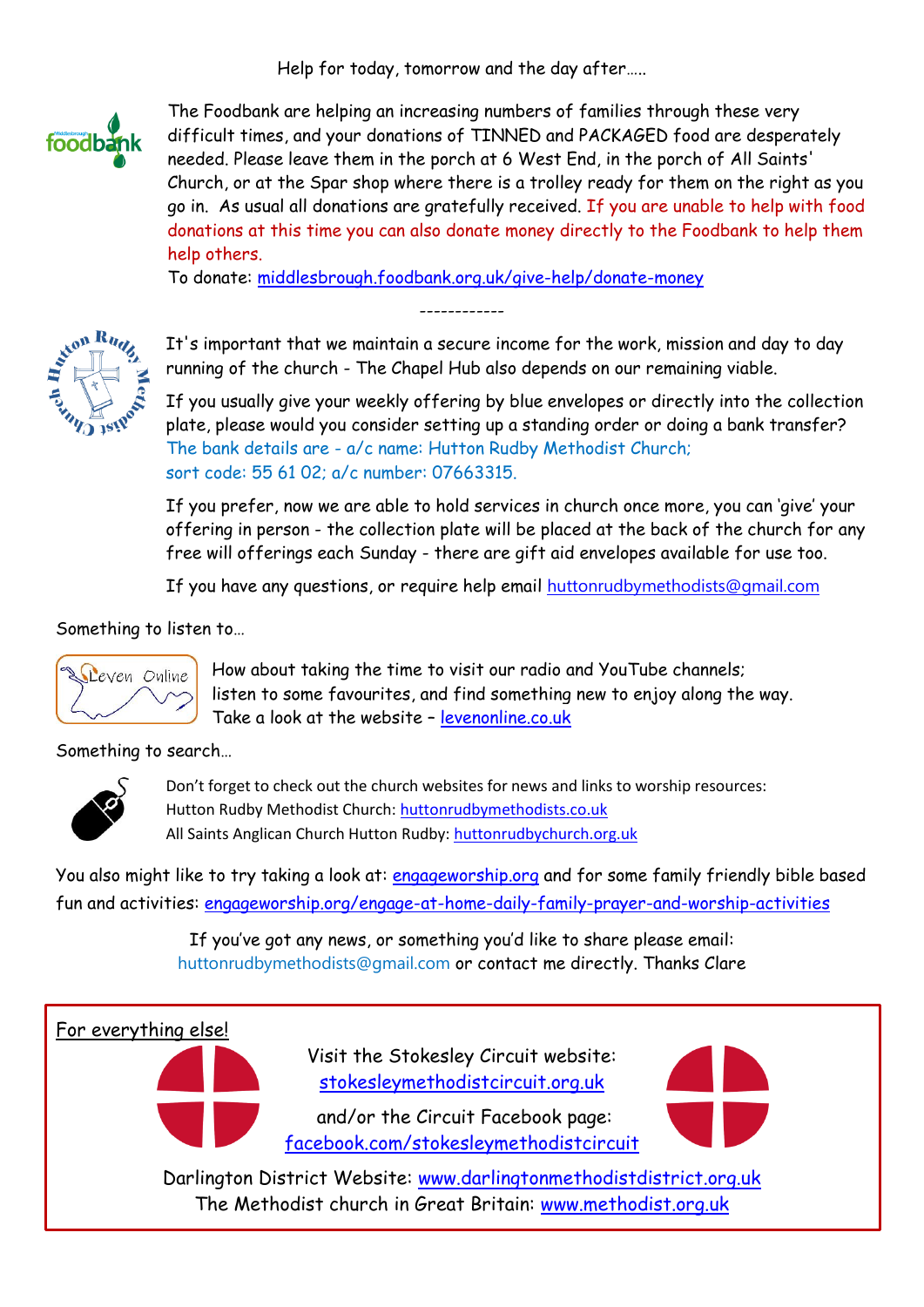Help for today, tomorrow and the day after…..

The Foodbank are helping an increasing numbers of families through these very difficult times, and your donations of TINNED and PACKAGED food are desperately needed. Please leave them in the porch at 6 West End, in the porch of All Saints' Church, or at the Spar shop where there is a trolley ready for them on the right as you go in. As usual all donations are gratefully received. If you are unable to help with food donations at this time you can also donate money directly to the Foodbank to help them help others.

To donate: middlesbrough.foodbank.org.uk/give-help/donate-money

------------

It's important that we maintain a secure income for the work, mission and day to day running of the church - The Chapel Hub also depends on our remaining viable.

If you usually give your weekly offering by blue envelopes or directly into the collection plate, please would you consider setting up a standing order or doing a bank transfer? The bank details are - a/c name: Hutton Rudby Methodist Church; sort code: 55 61 02; a/c number: 07663315.

If you prefer, now we are able to hold services in church once more, you can 'give' your offering in person - the collection plate will be placed at the back of the church for any free will offerings each Sunday - there are gift aid envelopes available for use too.

If you have any questions, or require help email huttonrudbymethodists@gmail.com

Something to listen to…

How about taking the time to visit our radio and YouTube channels; listen to some favourites, and find something new to enjoy along the way. Take a look at the website – levenonline.co.uk

Something to search…

Don't forget to check out the church websites for news and links to worship resources:
Hutton Rudby Methodist Church: huttonrudbymethodists.co.uk
All Saints Anglican Church Hutton Rudby: huttonrudbychurch.org.uk

You also might like to try taking a look at: engageworship.org and for some family friendly bible based fun and activities: engageworship.org/engage-at-home-daily-family-prayer-and-worship-activities

If you've got any news, or something you'd like to share please email: huttonrudbymethodists@gmail.com or contact me directly. Thanks Clare

For everything else!

Visit the Stokesley Circuit website: stokesleymethodistcircuit.org.uk

and/or the Circuit Facebook page: facebook.com/stokesleymethodistcircuit

Darlington District Website: www.darlingtonmethodistdistrict.org.uk
The Methodist church in Great Britain: www.methodist.org.uk